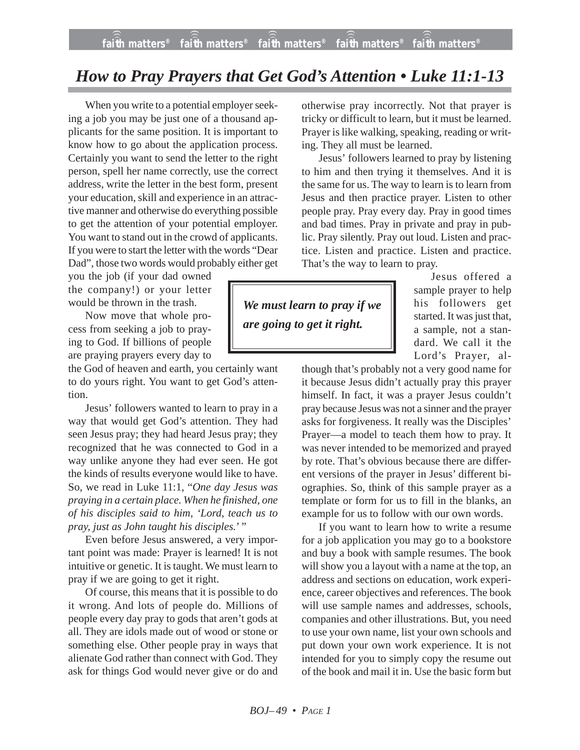# How to Pray Prayers that Get God's Attention • Luke 11:1-13

When you write to a potential employer seeking a job you may be just one of a thousand applicants for the same position. It is important to know how to go about the application process. Certainly you want to send the letter to the right person, spell her name correctly, use the correct address, write the letter in the best form, present your education, skill and experience in an attractive manner and otherwise do everything possible to get the attention of your potential employer. You want to stand out in the crowd of applicants. If you were to start the letter with the words "Dear Dad", those two words would probably either get you the job (if your dad owned the company!) or your letter would be thrown in the trash.

Now move that whole process from seeking a job to praying to God. If billions of people are praying prayers every day to the God of heaven and earth, you certainly want to do yours right. You want to get God's attention.

Jesus' followers wanted to learn to pray in a way that would get God's attention. They had seen Jesus pray; they had heard Jesus pray; they recognized that he was connected to God in a way unlike anyone they had ever seen. He got the kinds of results everyone would like to have. So, we read in Luke 11:1, "*One day Jesus was praying in a certain place. When he finished, one of his disciples said to him, 'Lord, teach us to pray, just as John taught his disciples.'* "

Even before Jesus answered, a very important point was made: Prayer is learned! It is not intuitive or genetic. It is taught. We must learn to pray if we are going to get it right.

Of course, this means that it is possible to do it wrong. And lots of people do. Millions of people every day pray to gods that aren't gods at all. They are idols made out of wood or stone or something else. Other people pray in ways that alienate God rather than connect with God. They ask for things God would never give or do and otherwise pray incorrectly. Not that prayer is tricky or difficult to learn, but it must be learned. Prayer is like walking, speaking, reading or writing. They all must be learned.

Jesus' followers learned to pray by listening to him and then trying it themselves. And it is the same for us. The way to learn is to learn from Jesus and then practice prayer. Listen to other people pray. Pray every day. Pray in good times and bad times. Pray in private and pray in public. Pray silently. Pray out loud. Listen and practice. Listen and practice. Listen and practice. That's the way to learn to pray.

> ***We must learn to pray if we are going to get it right.***

Jesus offered a sample prayer to help his followers get started. It was just that, a sample, not a standard. We call it the Lord's Prayer, although that's probably not a very good name for it because Jesus didn't actually pray this prayer himself. In fact, it was a prayer Jesus couldn't pray because Jesus was not a sinner and the prayer asks for forgiveness. It really was the Disciples' Prayer—a model to teach them how to pray. It was never intended to be memorized and prayed by rote. That's obvious because there are different versions of the prayer in Jesus' different biographies. So, think of this sample prayer as a template or form for us to fill in the blanks, an example for us to follow with our own words.

If you want to learn how to write a resume for a job application you may go to a bookstore and buy a book with sample resumes. The book will show you a layout with a name at the top, an address and sections on education, work experience, career objectives and references. The book will use sample names and addresses, schools, companies and other illustrations. But, you need to use your own name, list your own schools and put down your own work experience. It is not intended for you to simply copy the resume out of the book and mail it in. Use the basic form but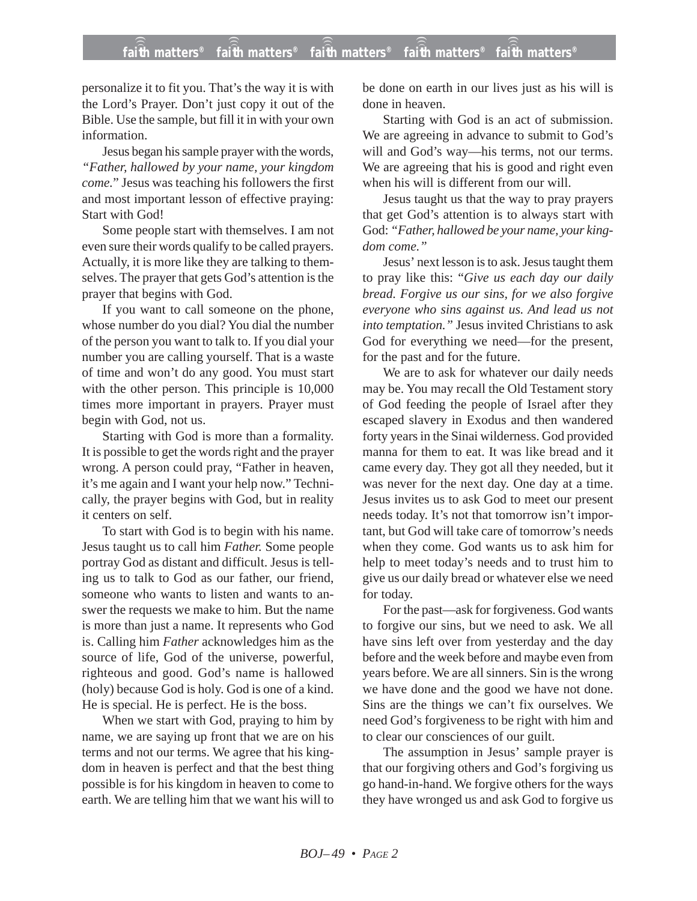personalize it to fit you. That's the way it is with the Lord's Prayer. Don't just copy it out of the Bible. Use the sample, but fill it in with your own information.

Jesus began his sample prayer with the words, *"Father, hallowed by your name, your kingdom come."* Jesus was teaching his followers the first and most important lesson of effective praying: Start with God!

Some people start with themselves. I am not even sure their words qualify to be called prayers. Actually, it is more like they are talking to themselves. The prayer that gets God's attention is the prayer that begins with God.

If you want to call someone on the phone, whose number do you dial? You dial the number of the person you want to talk to. If you dial your number you are calling yourself. That is a waste of time and won't do any good. You must start with the other person. This principle is 10,000 times more important in prayers. Prayer must begin with God, not us.

Starting with God is more than a formality. It is possible to get the words right and the prayer wrong. A person could pray, "Father in heaven, it's me again and I want your help now." Technically, the prayer begins with God, but in reality it centers on self.

To start with God is to begin with his name. Jesus taught us to call him *Father.* Some people portray God as distant and difficult. Jesus is telling us to talk to God as our father, our friend, someone who wants to listen and wants to answer the requests we make to him. But the name is more than just a name. It represents who God is. Calling him *Father* acknowledges him as the source of life, God of the universe, powerful, righteous and good. God's name is hallowed (holy) because God is holy. God is one of a kind. He is special. He is perfect. He is the boss.

When we start with God, praying to him by name, we are saying up front that we are on his terms and not our terms. We agree that his kingdom in heaven is perfect and that the best thing possible is for his kingdom in heaven to come to earth. We are telling him that we want his will to be done on earth in our lives just as his will is done in heaven.

Starting with God is an act of submission. We are agreeing in advance to submit to God's will and God's way—his terms, not our terms. We are agreeing that his is good and right even when his will is different from our will.

Jesus taught us that the way to pray prayers that get God's attention is to always start with God: "*Father, hallowed be your name, your kingdom come."*

Jesus' next lesson is to ask. Jesus taught them to pray like this: "*Give us each day our daily bread. Forgive us our sins, for we also forgive everyone who sins against us. And lead us not into temptation."* Jesus invited Christians to ask God for everything we need—for the present, for the past and for the future.

We are to ask for whatever our daily needs may be. You may recall the Old Testament story of God feeding the people of Israel after they escaped slavery in Exodus and then wandered forty years in the Sinai wilderness. God provided manna for them to eat. It was like bread and it came every day. They got all they needed, but it was never for the next day. One day at a time. Jesus invites us to ask God to meet our present needs today. It's not that tomorrow isn't important, but God will take care of tomorrow's needs when they come. God wants us to ask him for help to meet today's needs and to trust him to give us our daily bread or whatever else we need for today.

For the past—ask for forgiveness. God wants to forgive our sins, but we need to ask. We all have sins left over from yesterday and the day before and the week before and maybe even from years before. We are all sinners. Sin is the wrong we have done and the good we have not done. Sins are the things we can't fix ourselves. We need God's forgiveness to be right with him and to clear our consciences of our guilt.

The assumption in Jesus' sample prayer is that our forgiving others and God's forgiving us go hand-in-hand. We forgive others for the ways they have wronged us and ask God to forgive us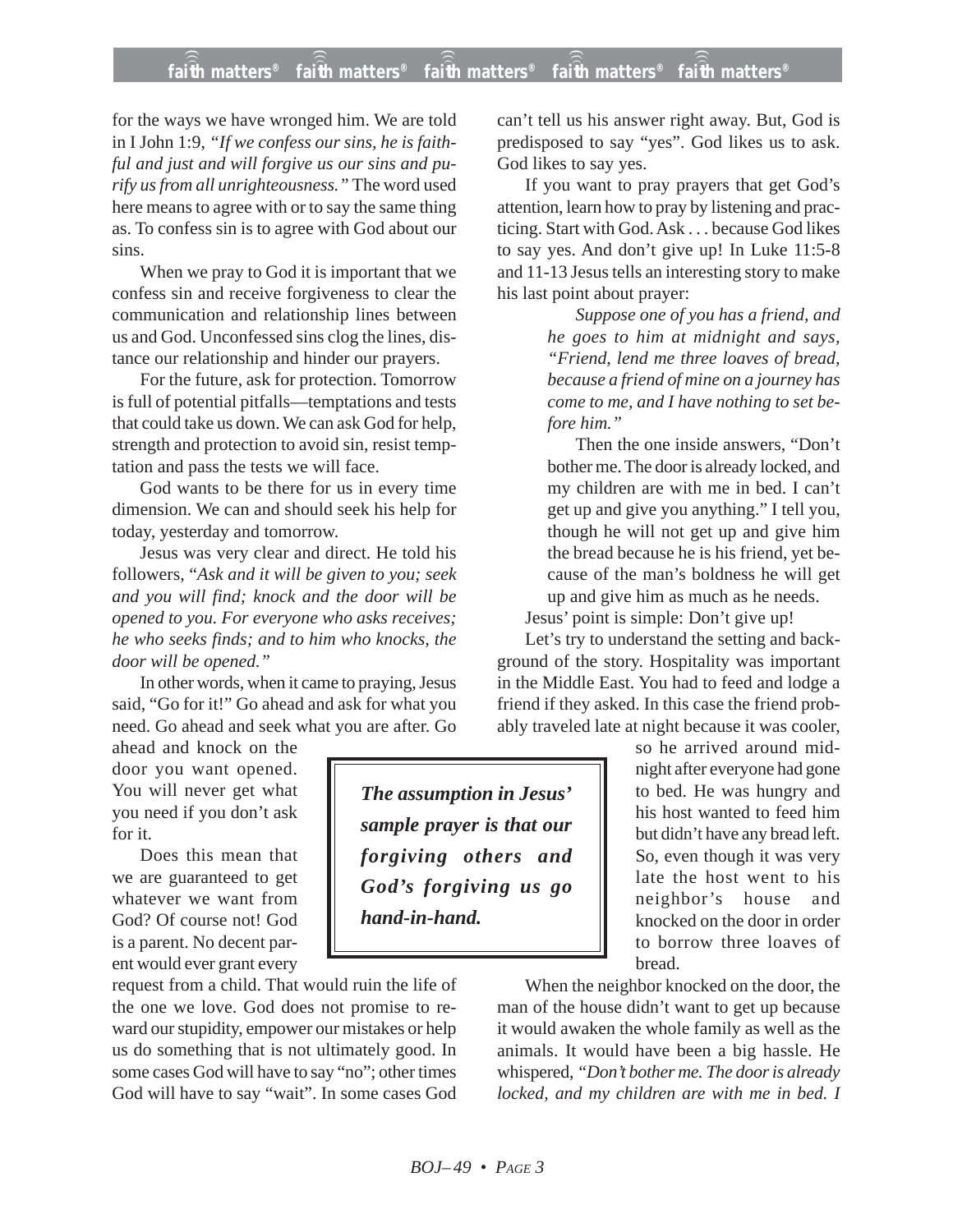for the ways we have wronged him. We are told in I John 1:9, *"If we confess our sins, he is faithful and just and will forgive us our sins and purify us from all unrighteousness."* The word used here means to agree with or to say the same thing as. To confess sin is to agree with God about our sins.

When we pray to God it is important that we confess sin and receive forgiveness to clear the communication and relationship lines between us and God. Unconfessed sins clog the lines, distance our relationship and hinder our prayers.

For the future, ask for protection. Tomorrow is full of potential pitfalls—temptations and tests that could take us down. We can ask God for help, strength and protection to avoid sin, resist temptation and pass the tests we will face.

God wants to be there for us in every time dimension. We can and should seek his help for today, yesterday and tomorrow.

Jesus was very clear and direct. He told his followers, "*Ask and it will be given to you; seek and you will find; knock and the door will be opened to you. For everyone who asks receives; he who seeks finds; and to him who knocks, the door will be opened."*

In other words, when it came to praying, Jesus said, "Go for it!" Go ahead and ask for what you need. Go ahead and seek what you are after. Go ahead and knock on the door you want opened. You will never get what you need if you don't ask for it.

> ***The assumption in Jesus' sample prayer is that our forgiving others and God's forgiving us go hand-in-hand.***

Does this mean that we are guaranteed to get whatever we want from God? Of course not! God is a parent. No decent parent would ever grant every request from a child. That would ruin the life of the one we love. God does not promise to reward our stupidity, empower our mistakes or help us do something that is not ultimately good. In some cases God will have to say "no"; other times God will have to say "wait". In some cases God can't tell us his answer right away. But, God is predisposed to say "yes". God likes us to ask. God likes to say yes.

If you want to pray prayers that get God's attention, learn how to pray by listening and practicing. Start with God. Ask . . . because God likes to say yes. And don't give up! In Luke 11:5-8 and 11-13 Jesus tells an interesting story to make his last point about prayer:

> *Suppose one of you has a friend, and he goes to him at midnight and says, "Friend, lend me three loaves of bread, because a friend of mine on a journey has come to me, and I have nothing to set before him."*
>
> Then the one inside answers, "Don't bother me. The door is already locked, and my children are with me in bed. I can't get up and give you anything." I tell you, though he will not get up and give him the bread because he is his friend, yet because of the man's boldness he will get up and give him as much as he needs.

Jesus' point is simple: Don't give up!

Let's try to understand the setting and background of the story. Hospitality was important in the Middle East. You had to feed and lodge a friend if they asked. In this case the friend probably traveled late at night because it was cooler, so he arrived around midnight after everyone had gone to bed. He was hungry and his host wanted to feed him but didn't have any bread left. So, even though it was very late the host went to his neighbor's house and knocked on the door in order to borrow three loaves of bread.

When the neighbor knocked on the door, the man of the house didn't want to get up because it would awaken the whole family as well as the animals. It would have been a big hassle. He whispered, "*Don't bother me. The door is already locked, and my children are with me in bed. I*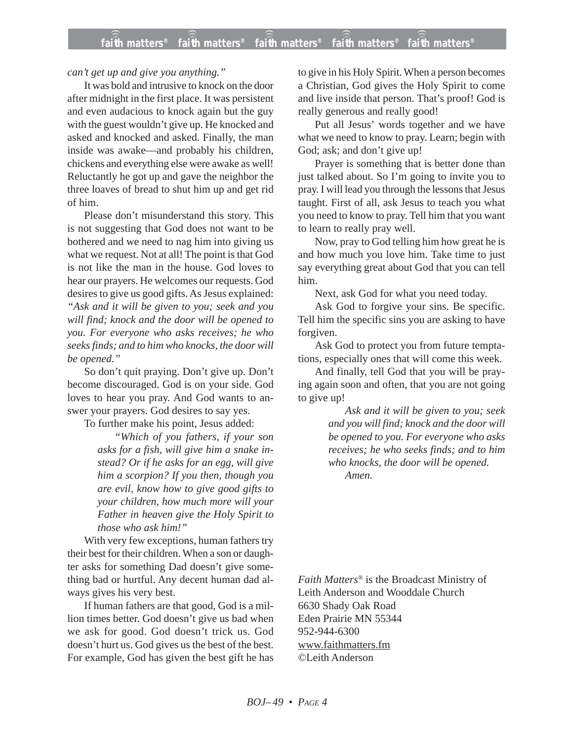*can't get up and give you anything."*

It was bold and intrusive to knock on the door after midnight in the first place. It was persistent and even audacious to knock again but the guy with the guest wouldn't give up. He knocked and asked and knocked and asked. Finally, the man inside was awake—and probably his children, chickens and everything else were awake as well! Reluctantly he got up and gave the neighbor the three loaves of bread to shut him up and get rid of him.

Please don't misunderstand this story. This is not suggesting that God does not want to be bothered and we need to nag him into giving us what we request. Not at all! The point is that God is not like the man in the house. God loves to hear our prayers. He welcomes our requests. God desires to give us good gifts. As Jesus explained: *"Ask and it will be given to you; seek and you will find; knock and the door will be opened to you. For everyone who asks receives; he who seeks finds; and to him who knocks, the door will be opened."*

So don't quit praying. Don't give up. Don't become discouraged. God is on your side. God loves to hear you pray. And God wants to answer your prayers. God desires to say yes.

To further make his point, Jesus added:

> *"Which of you fathers, if your son asks for a fish, will give him a snake instead? Or if he asks for an egg, will give him a scorpion? If you then, though you are evil, know how to give good gifts to your children, how much more will your Father in heaven give the Holy Spirit to those who ask him!"*

With very few exceptions, human fathers try their best for their children. When a son or daughter asks for something Dad doesn't give something bad or hurtful. Any decent human dad always gives his very best.

If human fathers are that good, God is a million times better. God doesn't give us bad when we ask for good. God doesn't trick us. God doesn't hurt us. God gives us the best of the best. For example, God has given the best gift he has to give in his Holy Spirit. When a person becomes a Christian, God gives the Holy Spirit to come and live inside that person. That's proof! God is really generous and really good!

Put all Jesus' words together and we have what we need to know to pray. Learn; begin with God; ask; and don't give up!

Prayer is something that is better done than just talked about. So I'm going to invite you to pray. I will lead you through the lessons that Jesus taught. First of all, ask Jesus to teach you what you need to know to pray. Tell him that you want to learn to really pray well.

Now, pray to God telling him how great he is and how much you love him. Take time to just say everything great about God that you can tell him.

Next, ask God for what you need today.

Ask God to forgive your sins. Be specific. Tell him the specific sins you are asking to have forgiven.

Ask God to protect you from future temptations, especially ones that will come this week.

And finally, tell God that you will be praying again soon and often, that you are not going to give up!

> *Ask and it will be given to you; seek and you will find; knock and the door will be opened to you. For everyone who asks receives; he who seeks finds; and to him who knocks, the door will be opened.*
>
> *Amen.*

*Faith Matters®* is the Broadcast Ministry of
Leith Anderson and Wooddale Church
6630 Shady Oak Road
Eden Prairie MN 55344
952-944-6300
www.faithmatters.fm
©Leith Anderson